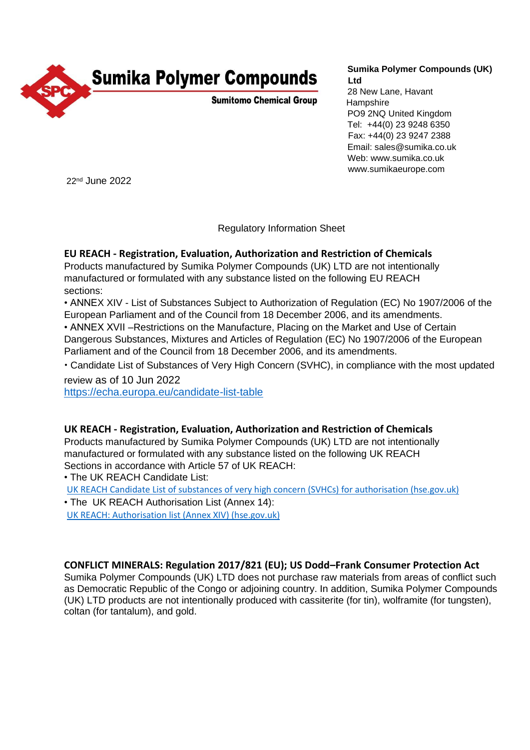**Sumika Polymer Compounds**

**Sumitomo Chemical Group**

**Sumika Polymer Compounds (UK) Ltd**
28 New Lane, Havant
Hampshire
PO9 2NQ United Kingdom
Tel: +44(0) 23 9248 6350
Fax: +44(0) 23 9247 2388
Email: sales@sumika.co.uk
Web: www.sumika.co.uk
www.sumikaeurope.com

22nd June 2022

Regulatory Information Sheet

## EU REACH - Registration, Evaluation, Authorization and Restriction of Chemicals

Products manufactured by Sumika Polymer Compounds (UK) LTD are not intentionally manufactured or formulated with any substance listed on the following EU REACH sections:

- ANNEX XIV - List of Substances Subject to Authorization of Regulation (EC) No 1907/2006 of the European Parliament and of the Council from 18 December 2006, and its amendments.
- ANNEX XVII –Restrictions on the Manufacture, Placing on the Market and Use of Certain Dangerous Substances, Mixtures and Articles of Regulation (EC) No 1907/2006 of the European Parliament and of the Council from 18 December 2006, and its amendments.
- Candidate List of Substances of Very High Concern (SVHC), in compliance with the most updated review as of 10 Jun 2022 https://echa.europa.eu/candidate-list-table

## UK REACH - Registration, Evaluation, Authorization and Restriction of Chemicals

Products manufactured by Sumika Polymer Compounds (UK) LTD are not intentionally manufactured or formulated with any substance listed on the following UK REACH Sections in accordance with Article 57 of UK REACH:

- The UK REACH Candidate List:
  UK REACH Candidate List of substances of very high concern (SVHCs) for authorisation (hse.gov.uk)
- The UK REACH Authorisation List (Annex 14):
  UK REACH: Authorisation list (Annex XIV) (hse.gov.uk)

## CONFLICT MINERALS: Regulation 2017/821 (EU); US Dodd–Frank Consumer Protection Act

Sumika Polymer Compounds (UK) LTD does not purchase raw materials from areas of conflict such as Democratic Republic of the Congo or adjoining country. In addition, Sumika Polymer Compounds (UK) LTD products are not intentionally produced with cassiterite (for tin), wolframite (for tungsten), coltan (for tantalum), and gold.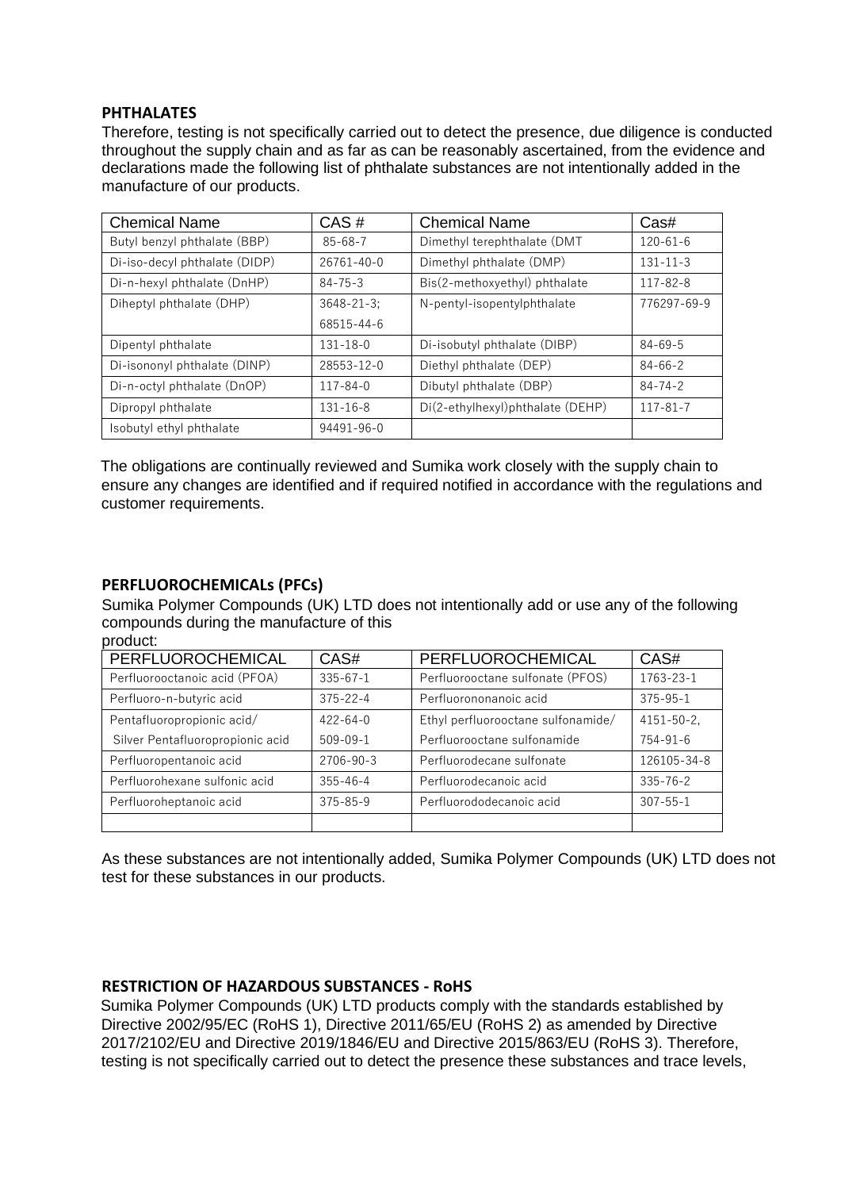## PHTHALATES

Therefore, testing is not specifically carried out to detect the presence, due diligence is conducted throughout the supply chain and as far as can be reasonably ascertained, from the evidence and declarations made the following list of phthalate substances are not intentionally added in the manufacture of our products.

| Chemical Name | CAS # | Chemical Name | Cas# |
|---|---|---|---|
| Butyl benzyl phthalate (BBP) | 85-68-7 | Dimethyl terephthalate (DMT | 120-61-6 |
| Di-iso-decyl phthalate (DIDP) | 26761-40-0 | Dimethyl phthalate (DMP) | 131-11-3 |
| Di-n-hexyl phthalate (DnHP) | 84-75-3 | Bis(2-methoxyethyl) phthalate | 117-82-8 |
| Diheptyl phthalate (DHP) | 3648-21-3; 68515-44-6 | N-pentyl-isopentylphthalate | 776297-69-9 |
| Dipentyl phthalate | 131-18-0 | Di-isobutyl phthalate (DIBP) | 84-69-5 |
| Di-isononyl phthalate (DINP) | 28553-12-0 | Diethyl phthalate (DEP) | 84-66-2 |
| Di-n-octyl phthalate (DnOP) | 117-84-0 | Dibutyl phthalate (DBP) | 84-74-2 |
| Dipropyl phthalate | 131-16-8 | Di(2-ethylhexyl)phthalate (DEHP) | 117-81-7 |
| Isobutyl ethyl phthalate | 94491-96-0 | | |

The obligations are continually reviewed and Sumika work closely with the supply chain to ensure any changes are identified and if required notified in accordance with the regulations and customer requirements.

## PERFLUOROCHEMICALs (PFCs)

Sumika Polymer Compounds (UK) LTD does not intentionally add or use any of the following compounds during the manufacture of this product:

| PERFLUOROCHEMICAL | CAS# | PERFLUOROCHEMICAL | CAS# |
|---|---|---|---|
| Perfluorooctanoic acid (PFOA) | 335-67-1 | Perfluorooctane sulfonate (PFOS) | 1763-23-1 |
| Perfluoro-n-butyric acid | 375-22-4 | Perfluorononanoic acid | 375-95-1 |
| Pentafluoropropionic acid/ Silver Pentafluoropropionic acid | 422-64-0 509-09-1 | Ethyl perfluorooctane sulfonamide/ Perfluorooctane sulfonamide | 4151-50-2, 754-91-6 |
| Perfluoropentanoic acid | 2706-90-3 | Perfluorodecane sulfonate | 126105-34-8 |
| Perfluorohexane sulfonic acid | 355-46-4 | Perfluorodecanoic acid | 335-76-2 |
| Perfluoroheptanoic acid | 375-85-9 | Perfluorododecanoic acid | 307-55-1 |
| | | | |

As these substances are not intentionally added, Sumika Polymer Compounds (UK) LTD does not test for these substances in our products.

## RESTRICTION OF HAZARDOUS SUBSTANCES - RoHS

Sumika Polymer Compounds (UK) LTD products comply with the standards established by Directive 2002/95/EC (RoHS 1), Directive 2011/65/EU (RoHS 2) as amended by Directive 2017/2102/EU and Directive 2019/1846/EU and Directive 2015/863/EU (RoHS 3). Therefore, testing is not specifically carried out to detect the presence these substances and trace levels,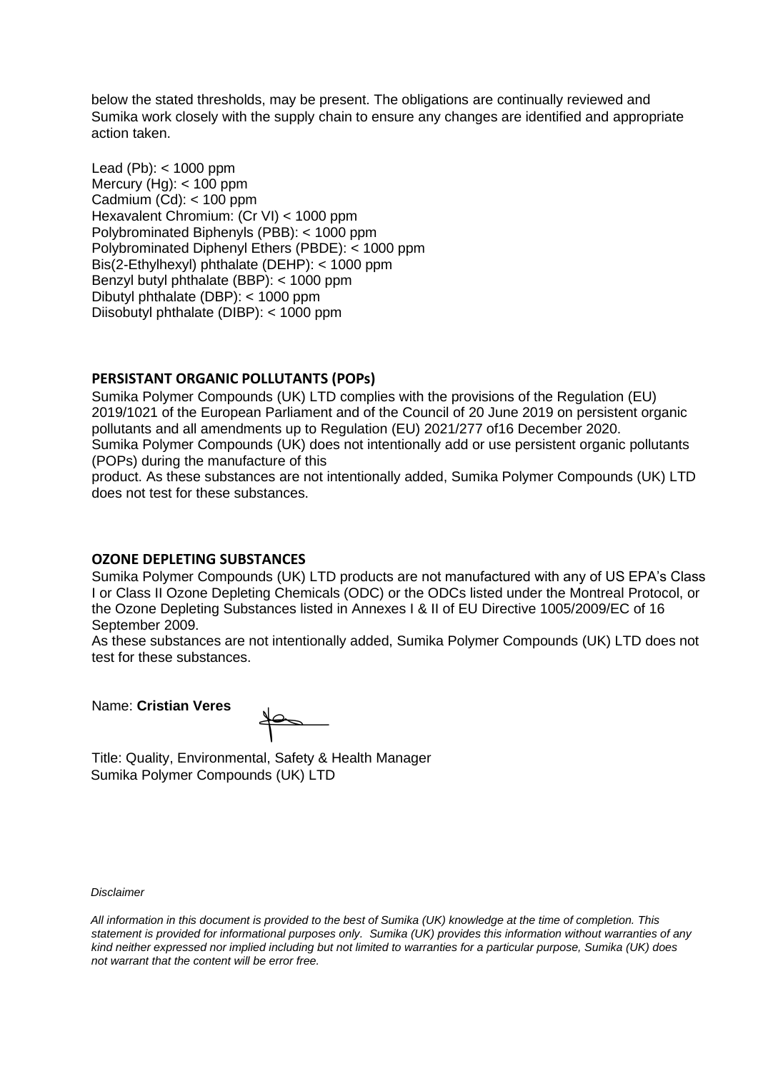below the stated thresholds, may be present. The obligations are continually reviewed and Sumika work closely with the supply chain to ensure any changes are identified and appropriate action taken.

Lead (Pb): < 1000 ppm
Mercury (Hg): < 100 ppm
Cadmium (Cd): < 100 ppm
Hexavalent Chromium: (Cr VI) < 1000 ppm
Polybrominated Biphenyls (PBB): < 1000 ppm
Polybrominated Diphenyl Ethers (PBDE): < 1000 ppm
Bis(2-Ethylhexyl) phthalate (DEHP): < 1000 ppm
Benzyl butyl phthalate (BBP): < 1000 ppm
Dibutyl phthalate (DBP): < 1000 ppm
Diisobutyl phthalate (DIBP): < 1000 ppm

**PERSISTANT ORGANIC POLLUTANTS (POPs)**

Sumika Polymer Compounds (UK) LTD complies with the provisions of the Regulation (EU) 2019/1021 of the European Parliament and of the Council of 20 June 2019 on persistent organic pollutants and all amendments up to Regulation (EU) 2021/277 of16 December 2020.
Sumika Polymer Compounds (UK) does not intentionally add or use persistent organic pollutants (POPs) during the manufacture of this
product. As these substances are not intentionally added, Sumika Polymer Compounds (UK) LTD does not test for these substances.

**OZONE DEPLETING SUBSTANCES**

Sumika Polymer Compounds (UK) LTD products are not manufactured with any of US EPA's Class I or Class II Ozone Depleting Chemicals (ODC) or the ODCs listed under the Montreal Protocol, or the Ozone Depleting Substances listed in Annexes I & II of EU Directive 1005/2009/EC of 16 September 2009.
As these substances are not intentionally added, Sumika Polymer Compounds (UK) LTD does not test for these substances.

Name: **Cristian Veres**

Title: Quality, Environmental, Safety & Health Manager
Sumika Polymer Compounds (UK) LTD

*Disclaimer*

*All information in this document is provided to the best of Sumika (UK) knowledge at the time of completion. This statement is provided for informational purposes only. Sumika (UK) provides this information without warranties of any kind neither expressed nor implied including but not limited to warranties for a particular purpose, Sumika (UK) does not warrant that the content will be error free.*